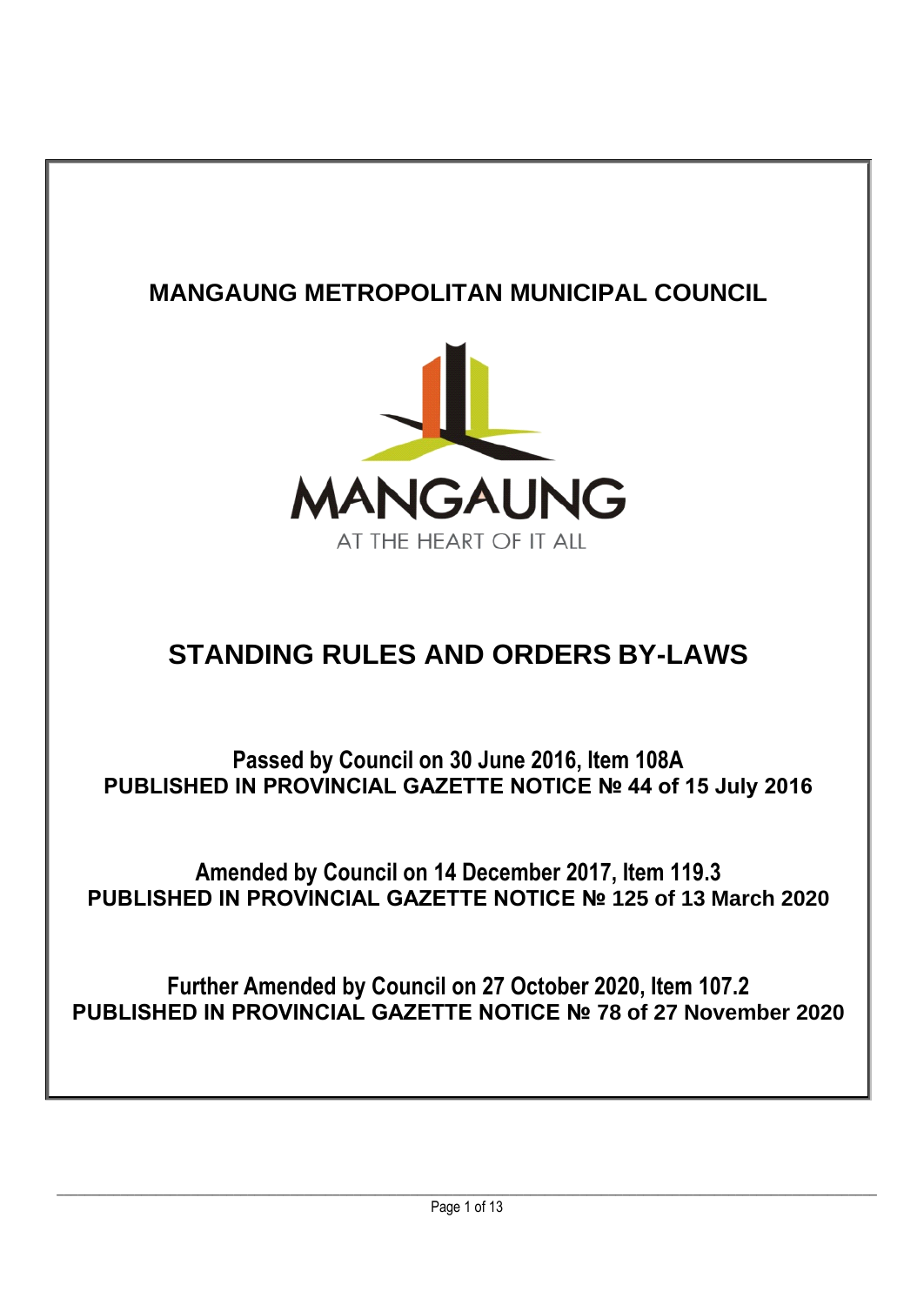# MANGAUNG METROPOLITAN MUNICIPAL COUNCIL

MANGAUNG

AT THE HEART OF IT ALL

# STANDING RULES AND ORDERS BY-LAWS

**Passed by Council on 30 June 2016, Item 108A**
**PUBLISHED IN PROVINCIAL GAZETTE NOTICE № 44 of 15 July 2016**

**Amended by Council on 14 December 2017, Item 119.3**
**PUBLISHED IN PROVINCIAL GAZETTE NOTICE № 125 of 13 March 2020**

**Further Amended by Council on 27 October 2020, Item 107.2**
**PUBLISHED IN PROVINCIAL GAZETTE NOTICE № 78 of 27 November 2020**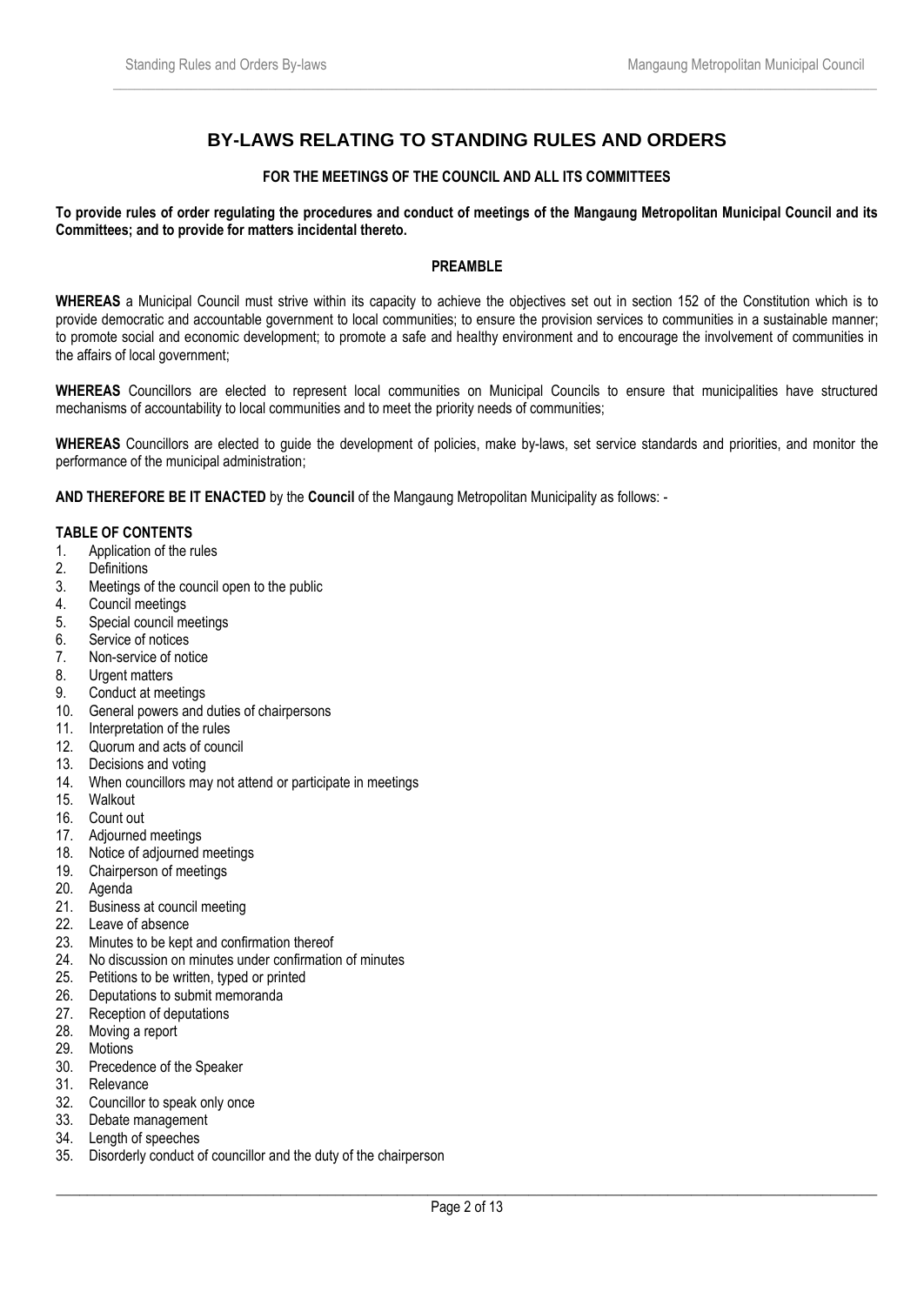# BY-LAWS RELATING TO STANDING RULES AND ORDERS

**FOR THE MEETINGS OF THE COUNCIL AND ALL ITS COMMITTEES**

**To provide rules of order regulating the procedures and conduct of meetings of the Mangaung Metropolitan Municipal Council and its Committees; and to provide for matters incidental thereto.**

## PREAMBLE

**WHEREAS** a Municipal Council must strive within its capacity to achieve the objectives set out in section 152 of the Constitution which is to provide democratic and accountable government to local communities; to ensure the provision services to communities in a sustainable manner; to promote social and economic development; to promote a safe and healthy environment and to encourage the involvement of communities in the affairs of local government;

**WHEREAS** Councillors are elected to represent local communities on Municipal Councils to ensure that municipalities have structured mechanisms of accountability to local communities and to meet the priority needs of communities;

**WHEREAS** Councillors are elected to guide the development of policies, make by-laws, set service standards and priorities, and monitor the performance of the municipal administration;

**AND THEREFORE BE IT ENACTED** by the **Council** of the Mangaung Metropolitan Municipality as follows: -

**TABLE OF CONTENTS**

1. Application of the rules
2. Definitions
3. Meetings of the council open to the public
4. Council meetings
5. Special council meetings
6. Service of notices
7. Non-service of notice
8. Urgent matters
9. Conduct at meetings
10. General powers and duties of chairpersons
11. Interpretation of the rules
12. Quorum and acts of council
13. Decisions and voting
14. When councillors may not attend or participate in meetings
15. Walkout
16. Count out
17. Adjourned meetings
18. Notice of adjourned meetings
19. Chairperson of meetings
20. Agenda
21. Business at council meeting
22. Leave of absence
23. Minutes to be kept and confirmation thereof
24. No discussion on minutes under confirmation of minutes
25. Petitions to be written, typed or printed
26. Deputations to submit memoranda
27. Reception of deputations
28. Moving a report
29. Motions
30. Precedence of the Speaker
31. Relevance
32. Councillor to speak only once
33. Debate management
34. Length of speeches
35. Disorderly conduct of councillor and the duty of the chairperson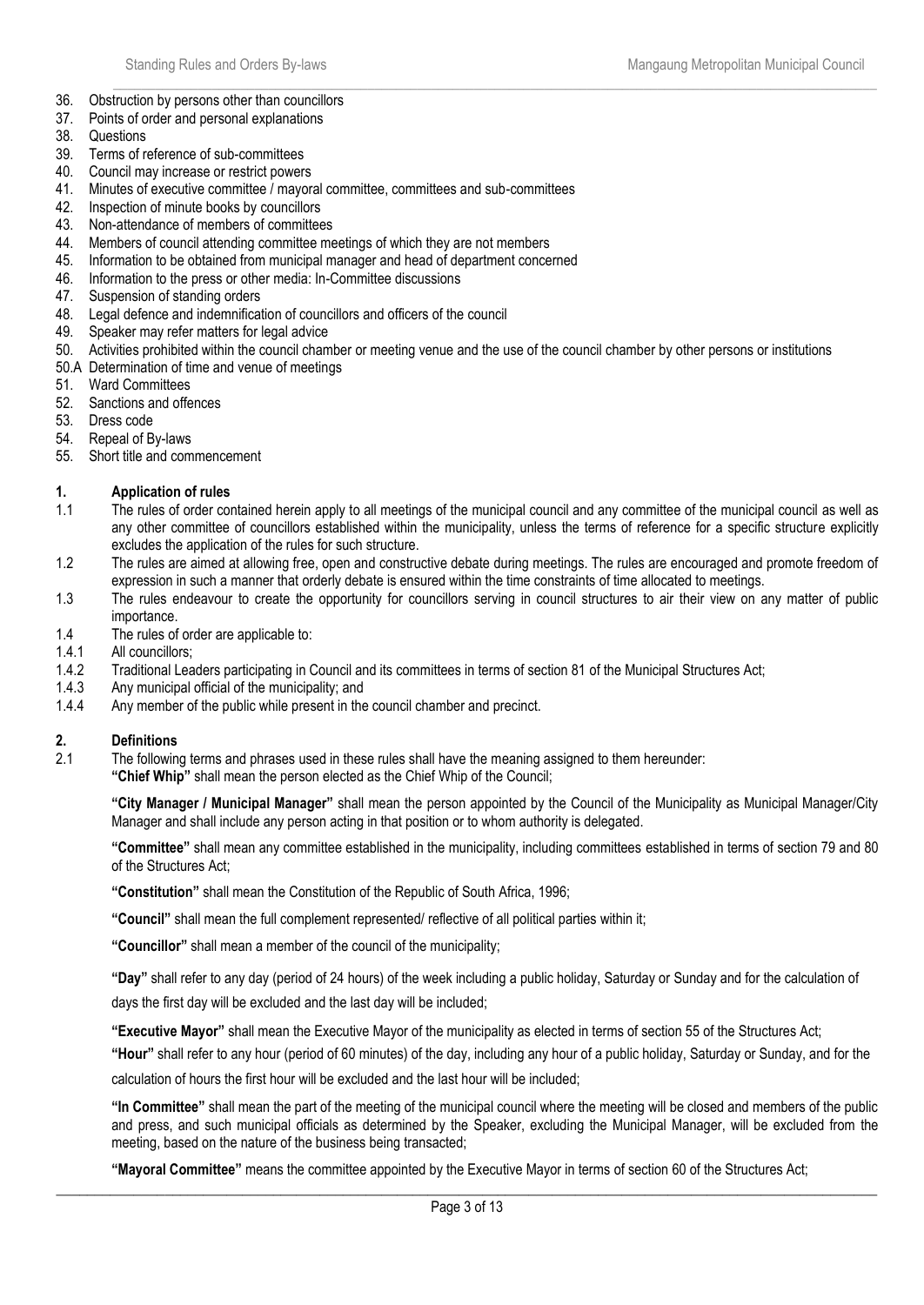36. Obstruction by persons other than councillors
37. Points of order and personal explanations
38. Questions
39. Terms of reference of sub-committees
40. Council may increase or restrict powers
41. Minutes of executive committee / mayoral committee, committees and sub-committees
42. Inspection of minute books by councillors
43. Non-attendance of members of committees
44. Members of council attending committee meetings of which they are not members
45. Information to be obtained from municipal manager and head of department concerned
46. Information to the press or other media: In-Committee discussions
47. Suspension of standing orders
48. Legal defence and indemnification of councillors and officers of the council
49. Speaker may refer matters for legal advice
50. Activities prohibited within the council chamber or meeting venue and the use of the council chamber by other persons or institutions

50.A Determination of time and venue of meetings

51. Ward Committees
52. Sanctions and offences
53. Dress code
54. Repeal of By-laws
55. Short title and commencement

## 1. Application of rules

1.1 The rules of order contained herein apply to all meetings of the municipal council and any committee of the municipal council as well as any other committee of councillors established within the municipality, unless the terms of reference for a specific structure explicitly excludes the application of the rules for such structure.

1.2 The rules are aimed at allowing free, open and constructive debate during meetings. The rules are encouraged and promote freedom of expression in such a manner that orderly debate is ensured within the time constraints of time allocated to meetings.

1.3 The rules endeavour to create the opportunity for councillors serving in council structures to air their view on any matter of public importance.

1.4 The rules of order are applicable to:

1.4.1 All councillors;

1.4.2 Traditional Leaders participating in Council and its committees in terms of section 81 of the Municipal Structures Act;

1.4.3 Any municipal official of the municipality; and

1.4.4 Any member of the public while present in the council chamber and precinct.

## 2. Definitions

2.1 The following terms and phrases used in these rules shall have the meaning assigned to them hereunder:

**"Chief Whip"** shall mean the person elected as the Chief Whip of the Council;

**"City Manager / Municipal Manager"** shall mean the person appointed by the Council of the Municipality as Municipal Manager/City Manager and shall include any person acting in that position or to whom authority is delegated.

**"Committee"** shall mean any committee established in the municipality, including committees established in terms of section 79 and 80 of the Structures Act;

**"Constitution"** shall mean the Constitution of the Republic of South Africa, 1996;

**"Council"** shall mean the full complement represented/ reflective of all political parties within it;

**"Councillor"** shall mean a member of the council of the municipality;

**"Day"** shall refer to any day (period of 24 hours) of the week including a public holiday, Saturday or Sunday and for the calculation of days the first day will be excluded and the last day will be included;

**"Executive Mayor"** shall mean the Executive Mayor of the municipality as elected in terms of section 55 of the Structures Act;

**"Hour"** shall refer to any hour (period of 60 minutes) of the day, including any hour of a public holiday, Saturday or Sunday, and for the calculation of hours the first hour will be excluded and the last hour will be included;

**"In Committee"** shall mean the part of the meeting of the municipal council where the meeting will be closed and members of the public and press, and such municipal officials as determined by the Speaker, excluding the Municipal Manager, will be excluded from the meeting, based on the nature of the business being transacted;

**"Mayoral Committee"** means the committee appointed by the Executive Mayor in terms of section 60 of the Structures Act;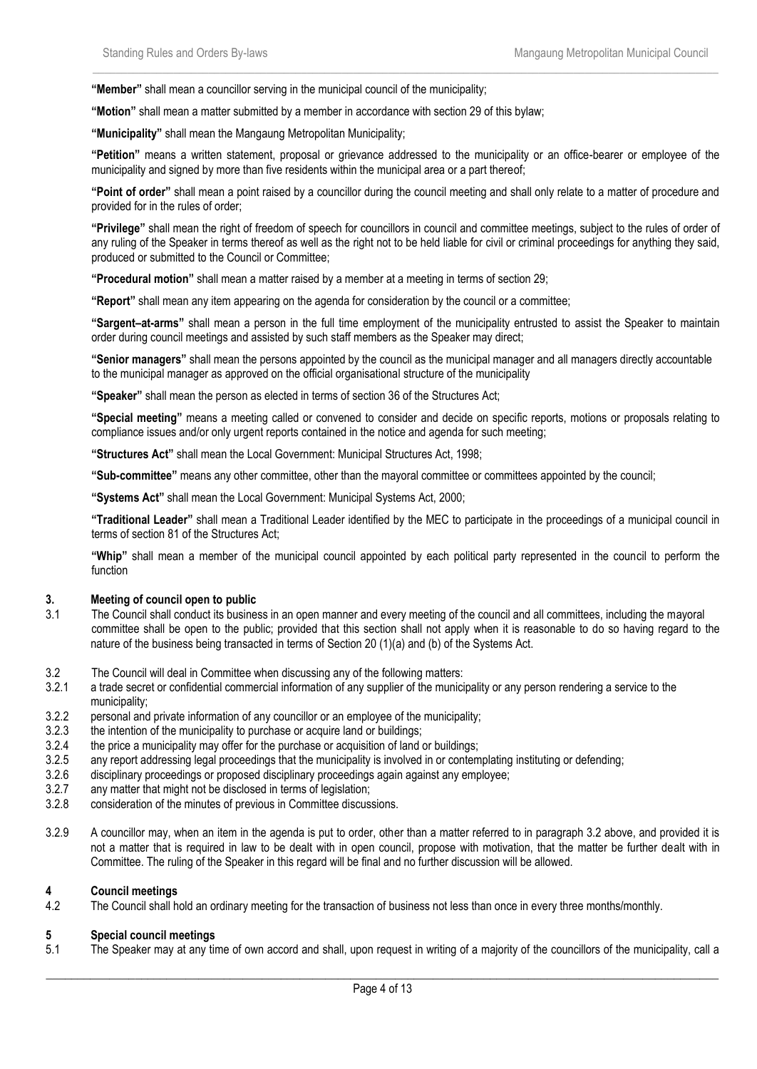**"Member"** shall mean a councillor serving in the municipal council of the municipality;

**"Motion"** shall mean a matter submitted by a member in accordance with section 29 of this bylaw;

**"Municipality"** shall mean the Mangaung Metropolitan Municipality;

**"Petition"** means a written statement, proposal or grievance addressed to the municipality or an office-bearer or employee of the municipality and signed by more than five residents within the municipal area or a part thereof;

**"Point of order"** shall mean a point raised by a councillor during the council meeting and shall only relate to a matter of procedure and provided for in the rules of order;

**"Privilege"** shall mean the right of freedom of speech for councillors in council and committee meetings, subject to the rules of order of any ruling of the Speaker in terms thereof as well as the right not to be held liable for civil or criminal proceedings for anything they said, produced or submitted to the Council or Committee;

**"Procedural motion"** shall mean a matter raised by a member at a meeting in terms of section 29;

**"Report"** shall mean any item appearing on the agenda for consideration by the council or a committee;

**"Sargent–at-arms"** shall mean a person in the full time employment of the municipality entrusted to assist the Speaker to maintain order during council meetings and assisted by such staff members as the Speaker may direct;

**"Senior managers"** shall mean the persons appointed by the council as the municipal manager and all managers directly accountable to the municipal manager as approved on the official organisational structure of the municipality

**"Speaker"** shall mean the person as elected in terms of section 36 of the Structures Act;

**"Special meeting"** means a meeting called or convened to consider and decide on specific reports, motions or proposals relating to compliance issues and/or only urgent reports contained in the notice and agenda for such meeting;

**"Structures Act"** shall mean the Local Government: Municipal Structures Act, 1998;

**"Sub-committee"** means any other committee, other than the mayoral committee or committees appointed by the council;

**"Systems Act"** shall mean the Local Government: Municipal Systems Act, 2000;

**"Traditional Leader"** shall mean a Traditional Leader identified by the MEC to participate in the proceedings of a municipal council in terms of section 81 of the Structures Act;

**"Whip"** shall mean a member of the municipal council appointed by each political party represented in the council to perform the function

## 3. Meeting of council open to public

3.1 The Council shall conduct its business in an open manner and every meeting of the council and all committees, including the mayoral committee shall be open to the public; provided that this section shall not apply when it is reasonable to do so having regard to the nature of the business being transacted in terms of Section 20 (1)(a) and (b) of the Systems Act.

3.2 The Council will deal in Committee when discussing any of the following matters:

3.2.1 a trade secret or confidential commercial information of any supplier of the municipality or any person rendering a service to the municipality;

3.2.2 personal and private information of any councillor or an employee of the municipality;

3.2.3 the intention of the municipality to purchase or acquire land or buildings;

3.2.4 the price a municipality may offer for the purchase or acquisition of land or buildings;

3.2.5 any report addressing legal proceedings that the municipality is involved in or contemplating instituting or defending;

3.2.6 disciplinary proceedings or proposed disciplinary proceedings again against any employee;

3.2.7 any matter that might not be disclosed in terms of legislation;

3.2.8 consideration of the minutes of previous in Committee discussions.

3.2.9 A councillor may, when an item in the agenda is put to order, other than a matter referred to in paragraph 3.2 above, and provided it is not a matter that is required in law to be dealt with in open council, propose with motivation, that the matter be further dealt with in Committee. The ruling of the Speaker in this regard will be final and no further discussion will be allowed.

## 4 Council meetings

4.2 The Council shall hold an ordinary meeting for the transaction of business not less than once in every three months/monthly.

## 5 Special council meetings

5.1 The Speaker may at any time of own accord and shall, upon request in writing of a majority of the councillors of the municipality, call a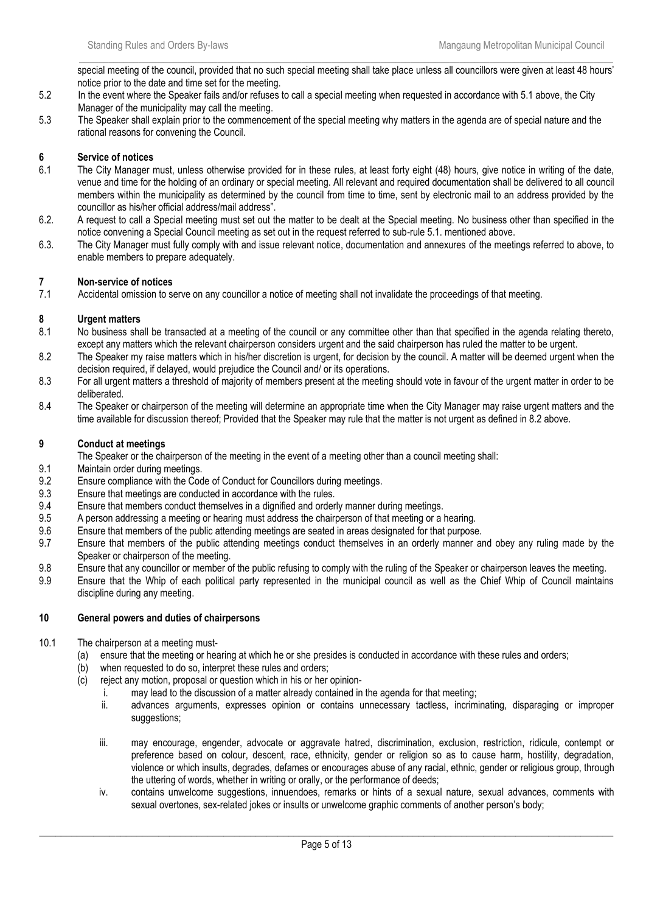special meeting of the council, provided that no such special meeting shall take place unless all councillors were given at least 48 hours' notice prior to the date and time set for the meeting.

5.2 In the event where the Speaker fails and/or refuses to call a special meeting when requested in accordance with 5.1 above, the City Manager of the municipality may call the meeting.

5.3 The Speaker shall explain prior to the commencement of the special meeting why matters in the agenda are of special nature and the rational reasons for convening the Council.

## 6 Service of notices

6.1 The City Manager must, unless otherwise provided for in these rules, at least forty eight (48) hours, give notice in writing of the date, venue and time for the holding of an ordinary or special meeting. All relevant and required documentation shall be delivered to all council members within the municipality as determined by the council from time to time, sent by electronic mail to an address provided by the councillor as his/her official address/mail address".

6.2. A request to call a Special meeting must set out the matter to be dealt at the Special meeting. No business other than specified in the notice convening a Special Council meeting as set out in the request referred to sub-rule 5.1. mentioned above.

6.3. The City Manager must fully comply with and issue relevant notice, documentation and annexures of the meetings referred to above, to enable members to prepare adequately.

## 7 Non-service of notices

7.1 Accidental omission to serve on any councillor a notice of meeting shall not invalidate the proceedings of that meeting.

## 8 Urgent matters

8.1 No business shall be transacted at a meeting of the council or any committee other than that specified in the agenda relating thereto, except any matters which the relevant chairperson considers urgent and the said chairperson has ruled the matter to be urgent.

8.2 The Speaker my raise matters which in his/her discretion is urgent, for decision by the council. A matter will be deemed urgent when the decision required, if delayed, would prejudice the Council and/ or its operations.

8.3 For all urgent matters a threshold of majority of members present at the meeting should vote in favour of the urgent matter in order to be deliberated.

8.4 The Speaker or chairperson of the meeting will determine an appropriate time when the City Manager may raise urgent matters and the time available for discussion thereof; Provided that the Speaker may rule that the matter is not urgent as defined in 8.2 above.

## 9 Conduct at meetings

The Speaker or the chairperson of the meeting in the event of a meeting other than a council meeting shall:

9.1 Maintain order during meetings.

9.2 Ensure compliance with the Code of Conduct for Councillors during meetings.

9.3 Ensure that meetings are conducted in accordance with the rules.

9.4 Ensure that members conduct themselves in a dignified and orderly manner during meetings.

9.5 A person addressing a meeting or hearing must address the chairperson of that meeting or a hearing.

9.6 Ensure that members of the public attending meetings are seated in areas designated for that purpose.

9.7 Ensure that members of the public attending meetings conduct themselves in an orderly manner and obey any ruling made by the Speaker or chairperson of the meeting.

9.8 Ensure that any councillor or member of the public refusing to comply with the ruling of the Speaker or chairperson leaves the meeting.

9.9 Ensure that the Whip of each political party represented in the municipal council as well as the Chief Whip of Council maintains discipline during any meeting.

## 10 General powers and duties of chairpersons

10.1 The chairperson at a meeting must-

(a) ensure that the meeting or hearing at which he or she presides is conducted in accordance with these rules and orders;

(b) when requested to do so, interpret these rules and orders;

(c) reject any motion, proposal or question which in his or her opinion-

i. may lead to the discussion of a matter already contained in the agenda for that meeting;

ii. advances arguments, expresses opinion or contains unnecessary tactless, incriminating, disparaging or improper suggestions;

iii. may encourage, engender, advocate or aggravate hatred, discrimination, exclusion, restriction, ridicule, contempt or preference based on colour, descent, race, ethnicity, gender or religion so as to cause harm, hostility, degradation, violence or which insults, degrades, defames or encourages abuse of any racial, ethnic, gender or religious group, through the uttering of words, whether in writing or orally, or the performance of deeds;

iv. contains unwelcome suggestions, innuendoes, remarks or hints of a sexual nature, sexual advances, comments with sexual overtones, sex-related jokes or insults or unwelcome graphic comments of another person's body;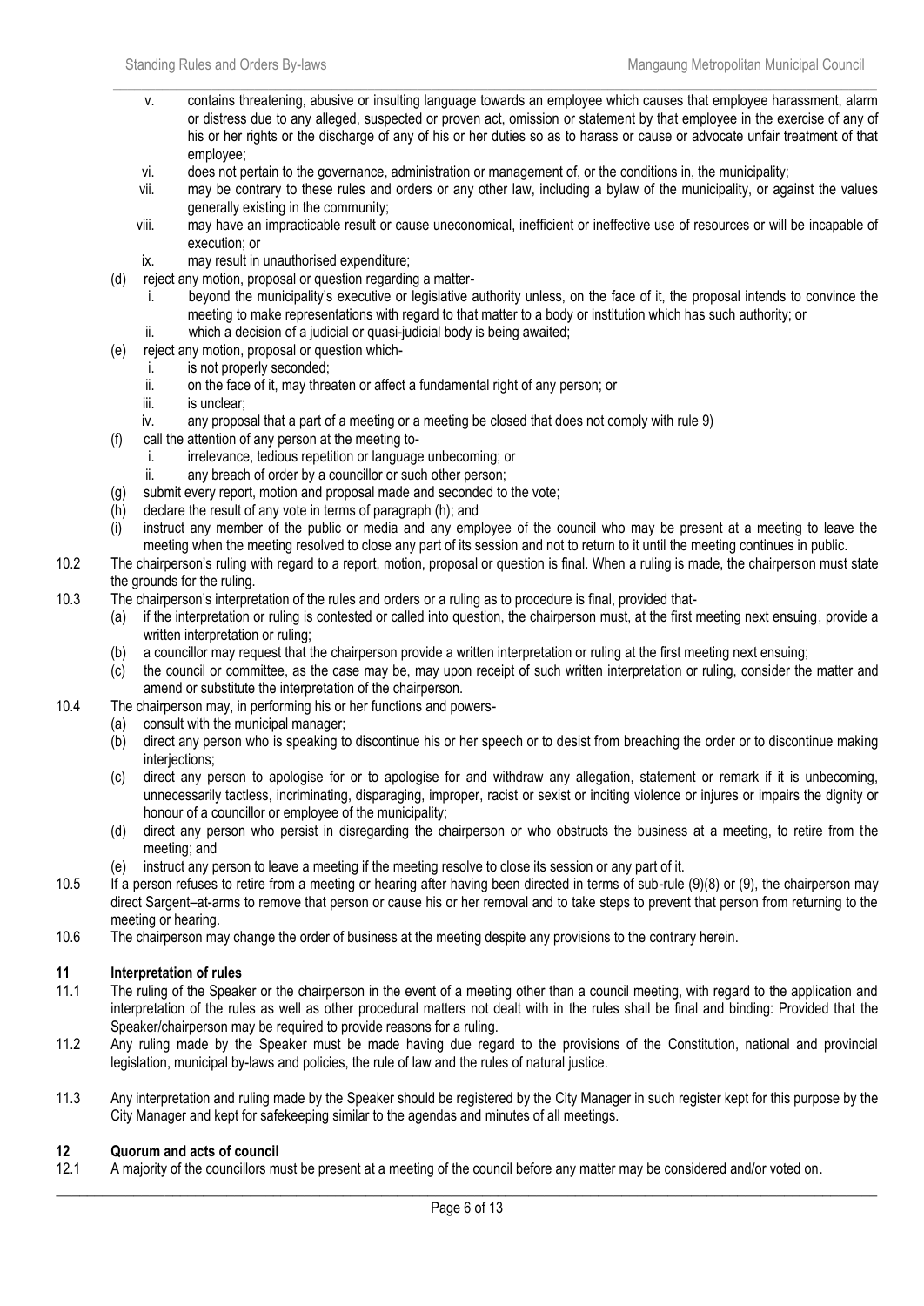v. contains threatening, abusive or insulting language towards an employee which causes that employee harassment, alarm or distress due to any alleged, suspected or proven act, omission or statement by that employee in the exercise of any of his or her rights or the discharge of any of his or her duties so as to harass or cause or advocate unfair treatment of that employee;
vi. does not pertain to the governance, administration or management of, or the conditions in, the municipality;
vii. may be contrary to these rules and orders or any other law, including a bylaw of the municipality, or against the values generally existing in the community;
viii. may have an impracticable result or cause uneconomical, inefficient or ineffective use of resources or will be incapable of execution; or
ix. may result in unauthorised expenditure;

(d) reject any motion, proposal or question regarding a matter-
i. beyond the municipality's executive or legislative authority unless, on the face of it, the proposal intends to convince the meeting to make representations with regard to that matter to a body or institution which has such authority; or
ii. which a decision of a judicial or quasi-judicial body is being awaited;

(e) reject any motion, proposal or question which-
i. is not properly seconded;
ii. on the face of it, may threaten or affect a fundamental right of any person; or
iii. is unclear;
iv. any proposal that a part of a meeting or a meeting be closed that does not comply with rule 9)

(f) call the attention of any person at the meeting to-
i. irrelevance, tedious repetition or language unbecoming; or
ii. any breach of order by a councillor or such other person;

(g) submit every report, motion and proposal made and seconded to the vote;
(h) declare the result of any vote in terms of paragraph (h); and
(i) instruct any member of the public or media and any employee of the council who may be present at a meeting to leave the meeting when the meeting resolved to close any part of its session and not to return to it until the meeting continues in public.

10.2 The chairperson's ruling with regard to a report, motion, proposal or question is final. When a ruling is made, the chairperson must state the grounds for the ruling.

10.3 The chairperson's interpretation of the rules and orders or a ruling as to procedure is final, provided that-
(a) if the interpretation or ruling is contested or called into question, the chairperson must, at the first meeting next ensuing, provide a written interpretation or ruling;
(b) a councillor may request that the chairperson provide a written interpretation or ruling at the first meeting next ensuing;
(c) the council or committee, as the case may be, may upon receipt of such written interpretation or ruling, consider the matter and amend or substitute the interpretation of the chairperson.

10.4 The chairperson may, in performing his or her functions and powers-
(a) consult with the municipal manager;
(b) direct any person who is speaking to discontinue his or her speech or to desist from breaching the order or to discontinue making interjections;
(c) direct any person to apologise for or to apologise for and withdraw any allegation, statement or remark if it is unbecoming, unnecessarily tactless, incriminating, disparaging, improper, racist or sexist or inciting violence or injures or impairs the dignity or honour of a councillor or employee of the municipality;
(d) direct any person who persist in disregarding the chairperson or who obstructs the business at a meeting, to retire from the meeting; and
(e) instruct any person to leave a meeting if the meeting resolve to close its session or any part of it.

10.5 If a person refuses to retire from a meeting or hearing after having been directed in terms of sub-rule (9)(8) or (9), the chairperson may direct Sargent–at-arms to remove that person or cause his or her removal and to take steps to prevent that person from returning to the meeting or hearing.

10.6 The chairperson may change the order of business at the meeting despite any provisions to the contrary herein.

## 11 Interpretation of rules

11.1 The ruling of the Speaker or the chairperson in the event of a meeting other than a council meeting, with regard to the application and interpretation of the rules as well as other procedural matters not dealt with in the rules shall be final and binding: Provided that the Speaker/chairperson may be required to provide reasons for a ruling.

11.2 Any ruling made by the Speaker must be made having due regard to the provisions of the Constitution, national and provincial legislation, municipal by-laws and policies, the rule of law and the rules of natural justice.

11.3 Any interpretation and ruling made by the Speaker should be registered by the City Manager in such register kept for this purpose by the City Manager and kept for safekeeping similar to the agendas and minutes of all meetings.

## 12 Quorum and acts of council

12.1 A majority of the councillors must be present at a meeting of the council before any matter may be considered and/or voted on.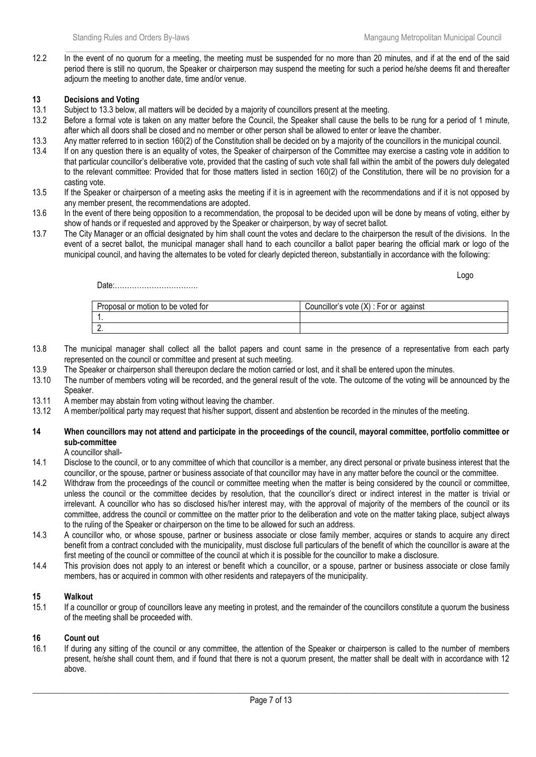12.2 In the event of no quorum for a meeting, the meeting must be suspended for no more than 20 minutes, and if at the end of the said period there is still no quorum, the Speaker or chairperson may suspend the meeting for such a period he/she deems fit and thereafter adjourn the meeting to another date, time and/or venue.

## 13 Decisions and Voting

13.1 Subject to 13.3 below, all matters will be decided by a majority of councillors present at the meeting.

13.2 Before a formal vote is taken on any matter before the Council, the Speaker shall cause the bells to be rung for a period of 1 minute, after which all doors shall be closed and no member or other person shall be allowed to enter or leave the chamber.

13.3 Any matter referred to in section 160(2) of the Constitution shall be decided on by a majority of the councillors in the municipal council.

13.4 If on any question there is an equality of votes, the Speaker of chairperson of the Committee may exercise a casting vote in addition to that particular councillor's deliberative vote, provided that the casting of such vote shall fall within the ambit of the powers duly delegated to the relevant committee: Provided that for those matters listed in section 160(2) of the Constitution, there will be no provision for a casting vote.

13.5 If the Speaker or chairperson of a meeting asks the meeting if it is in agreement with the recommendations and if it is not opposed by any member present, the recommendations are adopted.

13.6 In the event of there being opposition to a recommendation, the proposal to be decided upon will be done by means of voting, either by show of hands or if requested and approved by the Speaker or chairperson, by way of secret ballot.

13.7 The City Manager or an official designated by him shall count the votes and declare to the chairperson the result of the divisions. In the event of a secret ballot, the municipal manager shall hand to each councillor a ballot paper bearing the official mark or logo of the municipal council, and having the alternates to be voted for clearly depicted thereon, substantially in accordance with the following:

Logo

Date:……………………………

| Proposal or motion to be voted for | Councillor's vote (X) : For or against |
|---|---|
| 1. | |
| 2. | |

13.8 The municipal manager shall collect all the ballot papers and count same in the presence of a representative from each party represented on the council or committee and present at such meeting.

13.9 The Speaker or chairperson shall thereupon declare the motion carried or lost, and it shall be entered upon the minutes.

13.10 The number of members voting will be recorded, and the general result of the vote. The outcome of the voting will be announced by the Speaker.

13.11 A member may abstain from voting without leaving the chamber.

13.12 A member/political party may request that his/her support, dissent and abstention be recorded in the minutes of the meeting.

## 14 When councillors may not attend and participate in the proceedings of the council, mayoral committee, portfolio committee or sub-committee

A councillor shall-

14.1 Disclose to the council, or to any committee of which that councillor is a member, any direct personal or private business interest that the councillor, or the spouse, partner or business associate of that councillor may have in any matter before the council or the committee.

14.2 Withdraw from the proceedings of the council or committee meeting when the matter is being considered by the council or committee, unless the council or the committee decides by resolution, that the councillor's direct or indirect interest in the matter is trivial or irrelevant. A councillor who has so disclosed his/her interest may, with the approval of majority of the members of the council or its committee, address the council or committee on the matter prior to the deliberation and vote on the matter taking place, subject always to the ruling of the Speaker or chairperson on the time to be allowed for such an address.

14.3 A councillor who, or whose spouse, partner or business associate or close family member, acquires or stands to acquire any direct benefit from a contract concluded with the municipality, must disclose full particulars of the benefit of which the councillor is aware at the first meeting of the council or committee of the council at which it is possible for the councillor to make a disclosure.

14.4 This provision does not apply to an interest or benefit which a councillor, or a spouse, partner or business associate or close family members, has or acquired in common with other residents and ratepayers of the municipality.

## 15 Walkout

15.1 If a councillor or group of councillors leave any meeting in protest, and the remainder of the councillors constitute a quorum the business of the meeting shall be proceeded with.

## 16 Count out

16.1 If during any sitting of the council or any committee, the attention of the Speaker or chairperson is called to the number of members present, he/she shall count them, and if found that there is not a quorum present, the matter shall be dealt with in accordance with 12 above.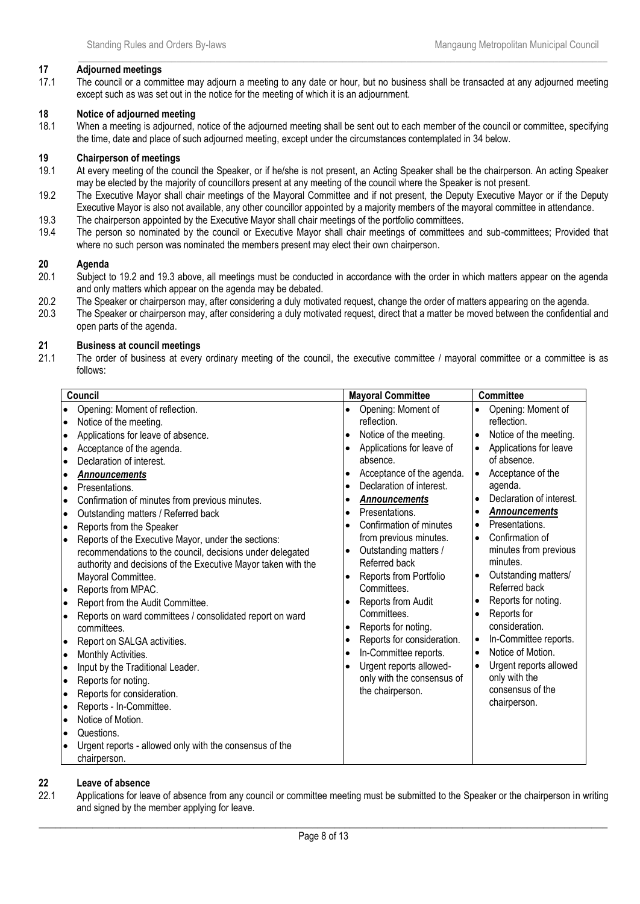## 17 Adjourned meetings

17.1 The council or a committee may adjourn a meeting to any date or hour, but no business shall be transacted at any adjourned meeting except such as was set out in the notice for the meeting of which it is an adjournment.

## 18 Notice of adjourned meeting

18.1 When a meeting is adjourned, notice of the adjourned meeting shall be sent out to each member of the council or committee, specifying the time, date and place of such adjourned meeting, except under the circumstances contemplated in 34 below.

## 19 Chairperson of meetings

19.1 At every meeting of the council the Speaker, or if he/she is not present, an Acting Speaker shall be the chairperson. An acting Speaker may be elected by the majority of councillors present at any meeting of the council where the Speaker is not present.

19.2 The Executive Mayor shall chair meetings of the Mayoral Committee and if not present, the Deputy Executive Mayor or if the Deputy Executive Mayor is also not available, any other councillor appointed by a majority members of the mayoral committee in attendance.

19.3 The chairperson appointed by the Executive Mayor shall chair meetings of the portfolio committees.

19.4 The person so nominated by the council or Executive Mayor shall chair meetings of committees and sub-committees; Provided that where no such person was nominated the members present may elect their own chairperson.

## 20 Agenda

20.1 Subject to 19.2 and 19.3 above, all meetings must be conducted in accordance with the order in which matters appear on the agenda and only matters which appear on the agenda may be debated.

20.2 The Speaker or chairperson may, after considering a duly motivated request, change the order of matters appearing on the agenda.

20.3 The Speaker or chairperson may, after considering a duly motivated request, direct that a matter be moved between the confidential and open parts of the agenda.

## 21 Business at council meetings

21.1 The order of business at every ordinary meeting of the council, the executive committee / mayoral committee or a committee is as follows:

| Council | Mayoral Committee | Committee |
|---|---|---|
| • Opening: Moment of reflection.<br>• Notice of the meeting.<br>• Applications for leave of absence.<br>• Acceptance of the agenda.<br>• Declaration of interest.<br>• ***Announcements***<br>• Presentations.<br>• Confirmation of minutes from previous minutes.<br>• Outstanding matters / Referred back<br>• Reports from the Speaker<br>• Reports of the Executive Mayor, under the sections: recommendations to the council, decisions under delegated authority and decisions of the Executive Mayor taken with the Mayoral Committee.<br>• Reports from MPAC.<br>• Report from the Audit Committee.<br>• Reports on ward committees / consolidated report on ward committees.<br>• Report on SALGA activities.<br>• Monthly Activities.<br>• Input by the Traditional Leader.<br>• Reports for noting.<br>• Reports for consideration.<br>• Reports - In-Committee.<br>• Notice of Motion.<br>• Questions.<br>• Urgent reports - allowed only with the consensus of the chairperson. | • Opening: Moment of reflection.<br>• Notice of the meeting.<br>• Applications for leave of absence.<br>• Acceptance of the agenda.<br>• Declaration of interest.<br>• ***Announcements***<br>• Presentations.<br>• Confirmation of minutes from previous minutes.<br>• Outstanding matters / Referred back<br>• Reports from Portfolio Committees.<br>• Reports from Audit Committees.<br>• Reports for noting.<br>• Reports for consideration.<br>• In-Committee reports.<br>• Urgent reports allowed-only with the consensus of the chairperson. | • Opening: Moment of reflection.<br>• Notice of the meeting.<br>• Applications for leave of absence.<br>• Acceptance of the agenda.<br>• Declaration of interest.<br>• ***Announcements***<br>• Presentations.<br>• Confirmation of minutes from previous minutes.<br>• Outstanding matters/ Referred back<br>• Reports for noting.<br>• Reports for consideration.<br>• In-Committee reports.<br>• Notice of Motion.<br>• Urgent reports allowed only with the consensus of the chairperson. |

## 22 Leave of absence

22.1 Applications for leave of absence from any council or committee meeting must be submitted to the Speaker or the chairperson in writing and signed by the member applying for leave.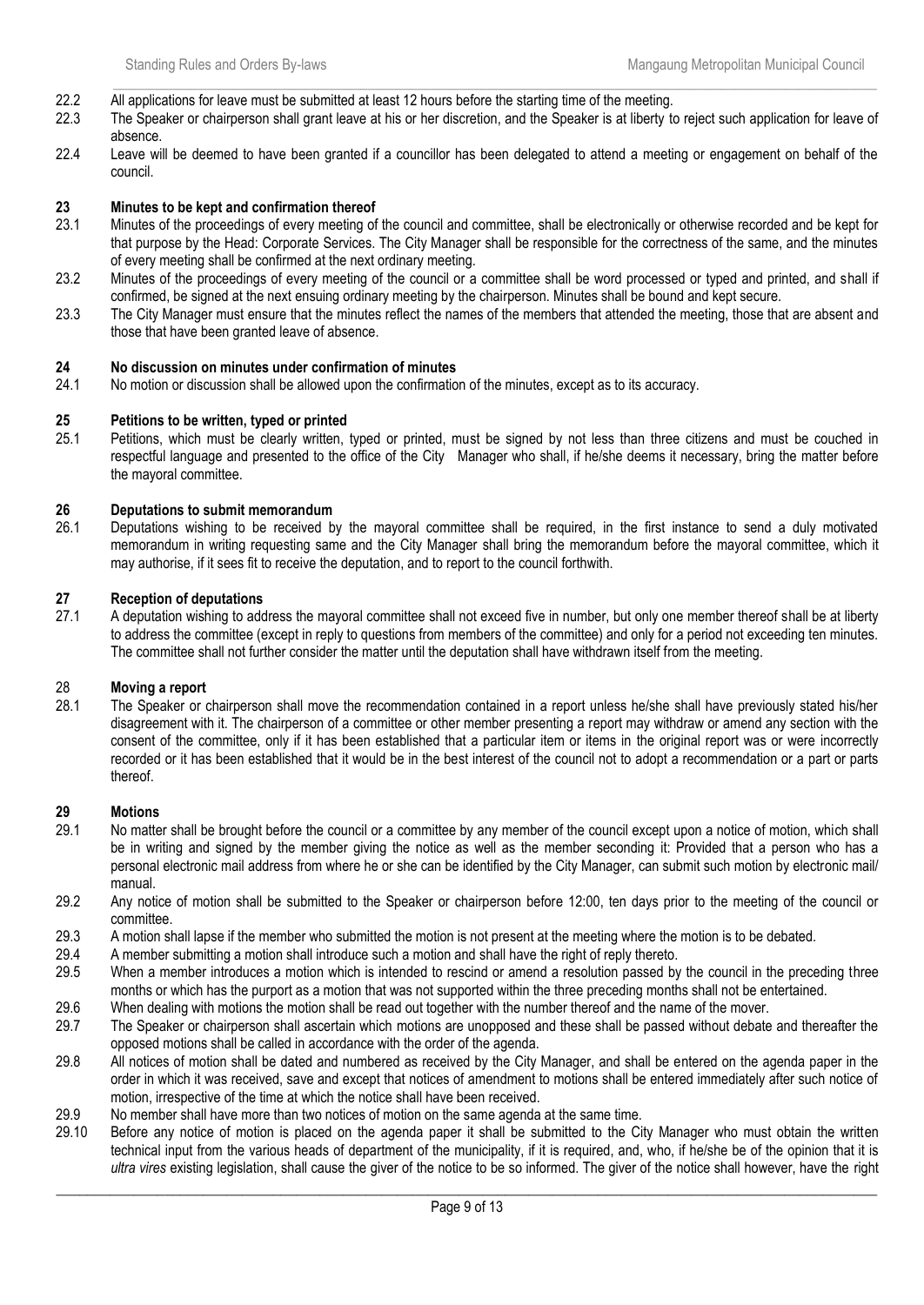22.2 All applications for leave must be submitted at least 12 hours before the starting time of the meeting.

22.3 The Speaker or chairperson shall grant leave at his or her discretion, and the Speaker is at liberty to reject such application for leave of absence.

22.4 Leave will be deemed to have been granted if a councillor has been delegated to attend a meeting or engagement on behalf of the council.

## 23 Minutes to be kept and confirmation thereof

23.1 Minutes of the proceedings of every meeting of the council and committee, shall be electronically or otherwise recorded and be kept for that purpose by the Head: Corporate Services. The City Manager shall be responsible for the correctness of the same, and the minutes of every meeting shall be confirmed at the next ordinary meeting.

23.2 Minutes of the proceedings of every meeting of the council or a committee shall be word processed or typed and printed, and shall if confirmed, be signed at the next ensuing ordinary meeting by the chairperson. Minutes shall be bound and kept secure.

23.3 The City Manager must ensure that the minutes reflect the names of the members that attended the meeting, those that are absent and those that have been granted leave of absence.

## 24 No discussion on minutes under confirmation of minutes

24.1 No motion or discussion shall be allowed upon the confirmation of the minutes, except as to its accuracy.

## 25 Petitions to be written, typed or printed

25.1 Petitions, which must be clearly written, typed or printed, must be signed by not less than three citizens and must be couched in respectful language and presented to the office of the City Manager who shall, if he/she deems it necessary, bring the matter before the mayoral committee.

## 26 Deputations to submit memorandum

26.1 Deputations wishing to be received by the mayoral committee shall be required, in the first instance to send a duly motivated memorandum in writing requesting same and the City Manager shall bring the memorandum before the mayoral committee, which it may authorise, if it sees fit to receive the deputation, and to report to the council forthwith.

## 27 Reception of deputations

27.1 A deputation wishing to address the mayoral committee shall not exceed five in number, but only one member thereof shall be at liberty to address the committee (except in reply to questions from members of the committee) and only for a period not exceeding ten minutes. The committee shall not further consider the matter until the deputation shall have withdrawn itself from the meeting.

## 28 Moving a report

28.1 The Speaker or chairperson shall move the recommendation contained in a report unless he/she shall have previously stated his/her disagreement with it. The chairperson of a committee or other member presenting a report may withdraw or amend any section with the consent of the committee, only if it has been established that a particular item or items in the original report was or were incorrectly recorded or it has been established that it would be in the best interest of the council not to adopt a recommendation or a part or parts thereof.

## 29 Motions

29.1 No matter shall be brought before the council or a committee by any member of the council except upon a notice of motion, which shall be in writing and signed by the member giving the notice as well as the member seconding it: Provided that a person who has a personal electronic mail address from where he or she can be identified by the City Manager, can submit such motion by electronic mail/ manual.

29.2 Any notice of motion shall be submitted to the Speaker or chairperson before 12:00, ten days prior to the meeting of the council or committee.

29.3 A motion shall lapse if the member who submitted the motion is not present at the meeting where the motion is to be debated.

29.4 A member submitting a motion shall introduce such a motion and shall have the right of reply thereto.

29.5 When a member introduces a motion which is intended to rescind or amend a resolution passed by the council in the preceding three months or which has the purport as a motion that was not supported within the three preceding months shall not be entertained.

29.6 When dealing with motions the motion shall be read out together with the number thereof and the name of the mover.

29.7 The Speaker or chairperson shall ascertain which motions are unopposed and these shall be passed without debate and thereafter the opposed motions shall be called in accordance with the order of the agenda.

29.8 All notices of motion shall be dated and numbered as received by the City Manager, and shall be entered on the agenda paper in the order in which it was received, save and except that notices of amendment to motions shall be entered immediately after such notice of motion, irrespective of the time at which the notice shall have been received.

29.9 No member shall have more than two notices of motion on the same agenda at the same time.

29.10 Before any notice of motion is placed on the agenda paper it shall be submitted to the City Manager who must obtain the written technical input from the various heads of department of the municipality, if it is required, and, who, if he/she be of the opinion that it is *ultra vires* existing legislation, shall cause the giver of the notice to be so informed. The giver of the notice shall however, have the right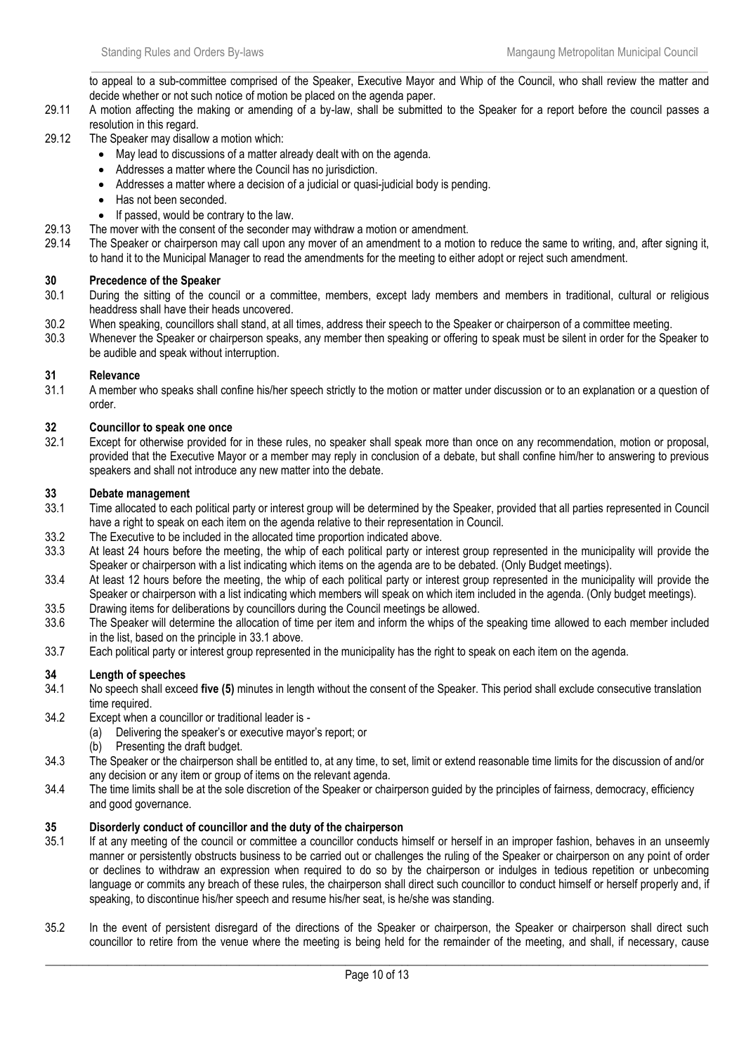to appeal to a sub-committee comprised of the Speaker, Executive Mayor and Whip of the Council, who shall review the matter and decide whether or not such notice of motion be placed on the agenda paper.

29.11 A motion affecting the making or amending of a by-law, shall be submitted to the Speaker for a report before the council passes a resolution in this regard.

29.12 The Speaker may disallow a motion which:

- May lead to discussions of a matter already dealt with on the agenda.
- Addresses a matter where the Council has no jurisdiction.
- Addresses a matter where a decision of a judicial or quasi-judicial body is pending.
- Has not been seconded.
- If passed, would be contrary to the law.

29.13 The mover with the consent of the seconder may withdraw a motion or amendment.

29.14 The Speaker or chairperson may call upon any mover of an amendment to a motion to reduce the same to writing, and, after signing it, to hand it to the Municipal Manager to read the amendments for the meeting to either adopt or reject such amendment.

## 30 Precedence of the Speaker

30.1 During the sitting of the council or a committee, members, except lady members and members in traditional, cultural or religious headdress shall have their heads uncovered.

30.2 When speaking, councillors shall stand, at all times, address their speech to the Speaker or chairperson of a committee meeting.

30.3 Whenever the Speaker or chairperson speaks, any member then speaking or offering to speak must be silent in order for the Speaker to be audible and speak without interruption.

## 31 Relevance

31.1 A member who speaks shall confine his/her speech strictly to the motion or matter under discussion or to an explanation or a question of order.

## 32 Councillor to speak one once

32.1 Except for otherwise provided for in these rules, no speaker shall speak more than once on any recommendation, motion or proposal, provided that the Executive Mayor or a member may reply in conclusion of a debate, but shall confine him/her to answering to previous speakers and shall not introduce any new matter into the debate.

## 33 Debate management

33.1 Time allocated to each political party or interest group will be determined by the Speaker, provided that all parties represented in Council have a right to speak on each item on the agenda relative to their representation in Council.

33.2 The Executive to be included in the allocated time proportion indicated above.

33.3 At least 24 hours before the meeting, the whip of each political party or interest group represented in the municipality will provide the Speaker or chairperson with a list indicating which items on the agenda are to be debated. (Only Budget meetings).

33.4 At least 12 hours before the meeting, the whip of each political party or interest group represented in the municipality will provide the Speaker or chairperson with a list indicating which members will speak on which item included in the agenda. (Only budget meetings).

33.5 Drawing items for deliberations by councillors during the Council meetings be allowed.

33.6 The Speaker will determine the allocation of time per item and inform the whips of the speaking time allowed to each member included in the list, based on the principle in 33.1 above.

33.7 Each political party or interest group represented in the municipality has the right to speak on each item on the agenda.

## 34 Length of speeches

34.1 No speech shall exceed **five (5)** minutes in length without the consent of the Speaker. This period shall exclude consecutive translation time required.

34.2 Except when a councillor or traditional leader is -

(a) Delivering the speaker's or executive mayor's report; or
(b) Presenting the draft budget.

34.3 The Speaker or the chairperson shall be entitled to, at any time, to set, limit or extend reasonable time limits for the discussion of and/or any decision or any item or group of items on the relevant agenda.

34.4 The time limits shall be at the sole discretion of the Speaker or chairperson guided by the principles of fairness, democracy, efficiency and good governance.

## 35 Disorderly conduct of councillor and the duty of the chairperson

35.1 If at any meeting of the council or committee a councillor conducts himself or herself in an improper fashion, behaves in an unseemly manner or persistently obstructs business to be carried out or challenges the ruling of the Speaker or chairperson on any point of order or declines to withdraw an expression when required to do so by the chairperson or indulges in tedious repetition or unbecoming language or commits any breach of these rules, the chairperson shall direct such councillor to conduct himself or herself properly and, if speaking, to discontinue his/her speech and resume his/her seat, is he/she was standing.

35.2 In the event of persistent disregard of the directions of the Speaker or chairperson, the Speaker or chairperson shall direct such councillor to retire from the venue where the meeting is being held for the remainder of the meeting, and shall, if necessary, cause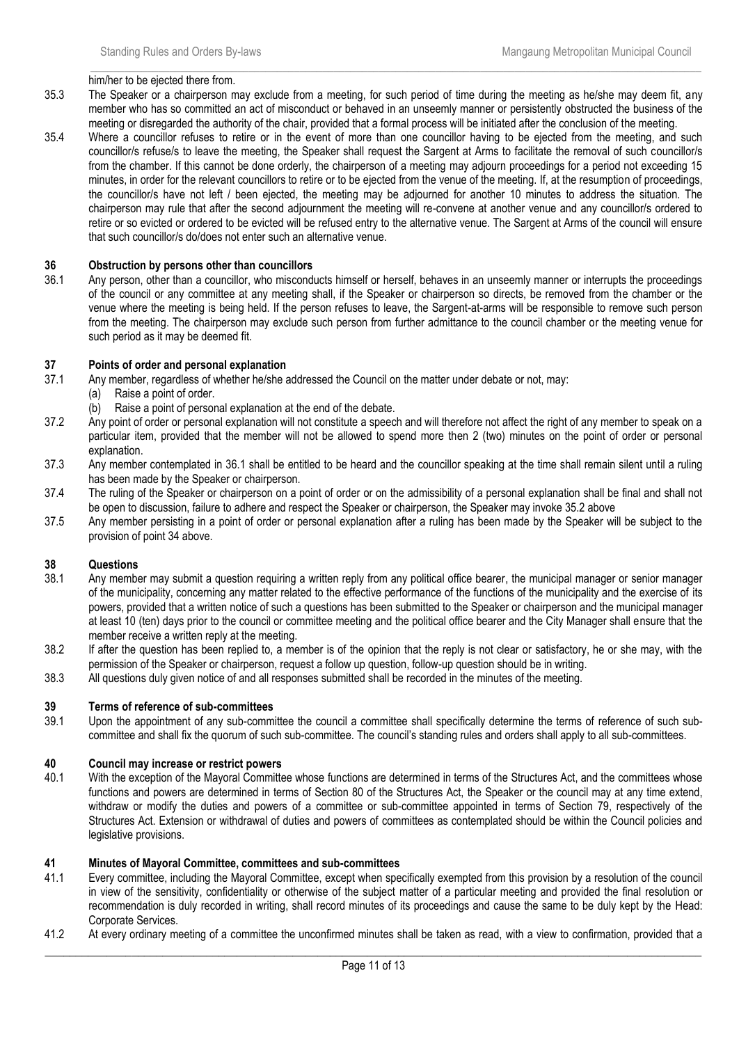him/her to be ejected there from.

35.3 The Speaker or a chairperson may exclude from a meeting, for such period of time during the meeting as he/she may deem fit, any member who has so committed an act of misconduct or behaved in an unseemly manner or persistently obstructed the business of the meeting or disregarded the authority of the chair, provided that a formal process will be initiated after the conclusion of the meeting.

35.4 Where a councillor refuses to retire or in the event of more than one councillor having to be ejected from the meeting, and such councillor/s refuse/s to leave the meeting, the Speaker shall request the Sargent at Arms to facilitate the removal of such councillor/s from the chamber. If this cannot be done orderly, the chairperson of a meeting may adjourn proceedings for a period not exceeding 15 minutes, in order for the relevant councillors to retire or to be ejected from the venue of the meeting. If, at the resumption of proceedings, the councillor/s have not left / been ejected, the meeting may be adjourned for another 10 minutes to address the situation. The chairperson may rule that after the second adjournment the meeting will re-convene at another venue and any councillor/s ordered to retire or so evicted or ordered to be evicted will be refused entry to the alternative venue. The Sargent at Arms of the council will ensure that such councillor/s do/does not enter such an alternative venue.

## 36 Obstruction by persons other than councillors

36.1 Any person, other than a councillor, who misconducts himself or herself, behaves in an unseemly manner or interrupts the proceedings of the council or any committee at any meeting shall, if the Speaker or chairperson so directs, be removed from the chamber or the venue where the meeting is being held. If the person refuses to leave, the Sargent-at-arms will be responsible to remove such person from the meeting. The chairperson may exclude such person from further admittance to the council chamber or the meeting venue for such period as it may be deemed fit.

## 37 Points of order and personal explanation

37.1 Any member, regardless of whether he/she addressed the Council on the matter under debate or not, may:

(a) Raise a point of order.

(b) Raise a point of personal explanation at the end of the debate.

37.2 Any point of order or personal explanation will not constitute a speech and will therefore not affect the right of any member to speak on a particular item, provided that the member will not be allowed to spend more then 2 (two) minutes on the point of order or personal explanation.

37.3 Any member contemplated in 36.1 shall be entitled to be heard and the councillor speaking at the time shall remain silent until a ruling has been made by the Speaker or chairperson.

37.4 The ruling of the Speaker or chairperson on a point of order or on the admissibility of a personal explanation shall be final and shall not be open to discussion, failure to adhere and respect the Speaker or chairperson, the Speaker may invoke 35.2 above

37.5 Any member persisting in a point of order or personal explanation after a ruling has been made by the Speaker will be subject to the provision of point 34 above.

## 38 Questions

38.1 Any member may submit a question requiring a written reply from any political office bearer, the municipal manager or senior manager of the municipality, concerning any matter related to the effective performance of the functions of the municipality and the exercise of its powers, provided that a written notice of such a questions has been submitted to the Speaker or chairperson and the municipal manager at least 10 (ten) days prior to the council or committee meeting and the political office bearer and the City Manager shall ensure that the member receive a written reply at the meeting.

38.2 If after the question has been replied to, a member is of the opinion that the reply is not clear or satisfactory, he or she may, with the permission of the Speaker or chairperson, request a follow up question, follow-up question should be in writing.

38.3 All questions duly given notice of and all responses submitted shall be recorded in the minutes of the meeting.

## 39 Terms of reference of sub-committees

39.1 Upon the appointment of any sub-committee the council a committee shall specifically determine the terms of reference of such sub-committee and shall fix the quorum of such sub-committee. The council's standing rules and orders shall apply to all sub-committees.

## 40 Council may increase or restrict powers

40.1 With the exception of the Mayoral Committee whose functions are determined in terms of the Structures Act, and the committees whose functions and powers are determined in terms of Section 80 of the Structures Act, the Speaker or the council may at any time extend, withdraw or modify the duties and powers of a committee or sub-committee appointed in terms of Section 79, respectively of the Structures Act. Extension or withdrawal of duties and powers of committees as contemplated should be within the Council policies and legislative provisions.

## 41 Minutes of Mayoral Committee, committees and sub-committees

41.1 Every committee, including the Mayoral Committee, except when specifically exempted from this provision by a resolution of the council in view of the sensitivity, confidentiality or otherwise of the subject matter of a particular meeting and provided the final resolution or recommendation is duly recorded in writing, shall record minutes of its proceedings and cause the same to be duly kept by the Head: Corporate Services.

41.2 At every ordinary meeting of a committee the unconfirmed minutes shall be taken as read, with a view to confirmation, provided that a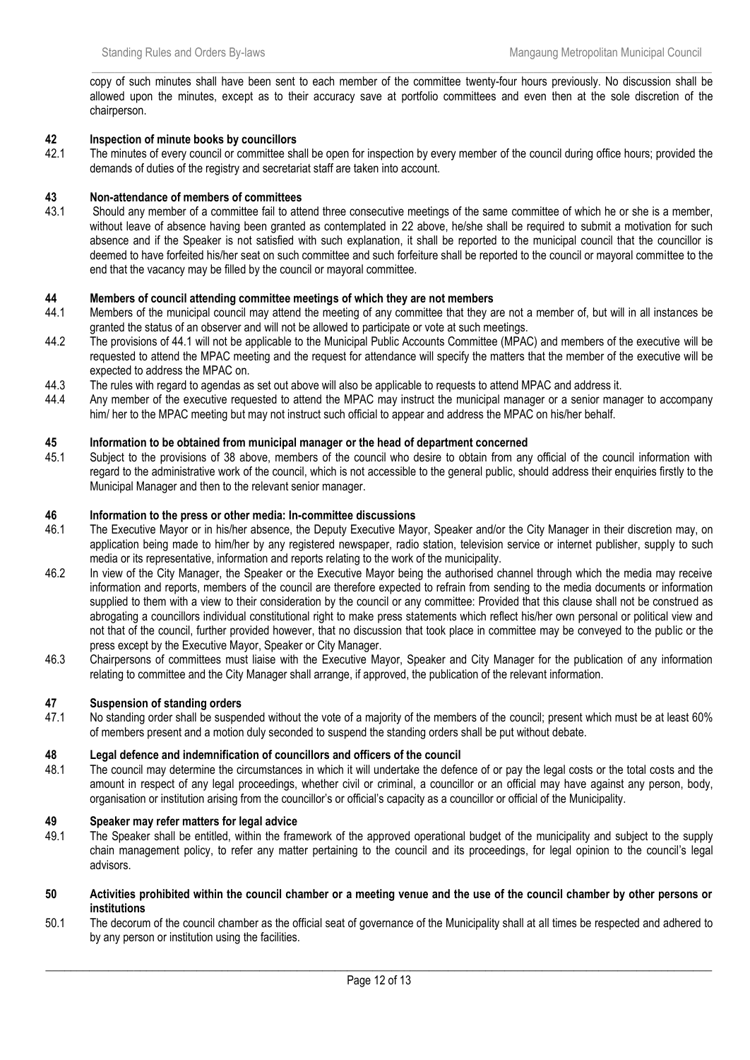copy of such minutes shall have been sent to each member of the committee twenty-four hours previously. No discussion shall be allowed upon the minutes, except as to their accuracy save at portfolio committees and even then at the sole discretion of the chairperson.

### 42 Inspection of minute books by councillors

42.1 The minutes of every council or committee shall be open for inspection by every member of the council during office hours; provided the demands of duties of the registry and secretariat staff are taken into account.

### 43 Non-attendance of members of committees

43.1 Should any member of a committee fail to attend three consecutive meetings of the same committee of which he or she is a member, without leave of absence having been granted as contemplated in 22 above, he/she shall be required to submit a motivation for such absence and if the Speaker is not satisfied with such explanation, it shall be reported to the municipal council that the councillor is deemed to have forfeited his/her seat on such committee and such forfeiture shall be reported to the council or mayoral committee to the end that the vacancy may be filled by the council or mayoral committee.

### 44 Members of council attending committee meetings of which they are not members

44.1 Members of the municipal council may attend the meeting of any committee that they are not a member of, but will in all instances be granted the status of an observer and will not be allowed to participate or vote at such meetings.

44.2 The provisions of 44.1 will not be applicable to the Municipal Public Accounts Committee (MPAC) and members of the executive will be requested to attend the MPAC meeting and the request for attendance will specify the matters that the member of the executive will be expected to address the MPAC on.

44.3 The rules with regard to agendas as set out above will also be applicable to requests to attend MPAC and address it.

44.4 Any member of the executive requested to attend the MPAC may instruct the municipal manager or a senior manager to accompany him/ her to the MPAC meeting but may not instruct such official to appear and address the MPAC on his/her behalf.

### 45 Information to be obtained from municipal manager or the head of department concerned

45.1 Subject to the provisions of 38 above, members of the council who desire to obtain from any official of the council information with regard to the administrative work of the council, which is not accessible to the general public, should address their enquiries firstly to the Municipal Manager and then to the relevant senior manager.

### 46 Information to the press or other media: In-committee discussions

46.1 The Executive Mayor or in his/her absence, the Deputy Executive Mayor, Speaker and/or the City Manager in their discretion may, on application being made to him/her by any registered newspaper, radio station, television service or internet publisher, supply to such media or its representative, information and reports relating to the work of the municipality.

46.2 In view of the City Manager, the Speaker or the Executive Mayor being the authorised channel through which the media may receive information and reports, members of the council are therefore expected to refrain from sending to the media documents or information supplied to them with a view to their consideration by the council or any committee: Provided that this clause shall not be construed as abrogating a councillors individual constitutional right to make press statements which reflect his/her own personal or political view and not that of the council, further provided however, that no discussion that took place in committee may be conveyed to the public or the press except by the Executive Mayor, Speaker or City Manager.

46.3 Chairpersons of committees must liaise with the Executive Mayor, Speaker and City Manager for the publication of any information relating to committee and the City Manager shall arrange, if approved, the publication of the relevant information.

### 47 Suspension of standing orders

47.1 No standing order shall be suspended without the vote of a majority of the members of the council; present which must be at least 60% of members present and a motion duly seconded to suspend the standing orders shall be put without debate.

### 48 Legal defence and indemnification of councillors and officers of the council

48.1 The council may determine the circumstances in which it will undertake the defence of or pay the legal costs or the total costs and the amount in respect of any legal proceedings, whether civil or criminal, a councillor or an official may have against any person, body, organisation or institution arising from the councillor's or official's capacity as a councillor or official of the Municipality.

### 49 Speaker may refer matters for legal advice

49.1 The Speaker shall be entitled, within the framework of the approved operational budget of the municipality and subject to the supply chain management policy, to refer any matter pertaining to the council and its proceedings, for legal opinion to the council's legal advisors.

### 50 Activities prohibited within the council chamber or a meeting venue and the use of the council chamber by other persons or institutions

50.1 The decorum of the council chamber as the official seat of governance of the Municipality shall at all times be respected and adhered to by any person or institution using the facilities.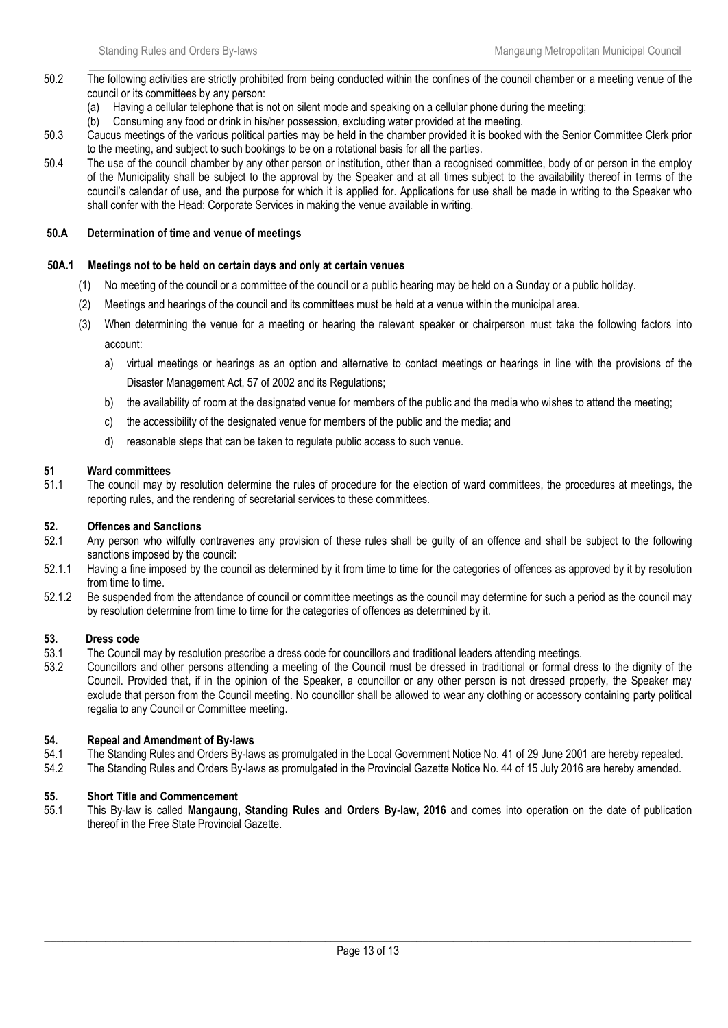50.2 The following activities are strictly prohibited from being conducted within the confines of the council chamber or a meeting venue of the council or its committees by any person:

(a) Having a cellular telephone that is not on silent mode and speaking on a cellular phone during the meeting;

(b) Consuming any food or drink in his/her possession, excluding water provided at the meeting.

50.3 Caucus meetings of the various political parties may be held in the chamber provided it is booked with the Senior Committee Clerk prior to the meeting, and subject to such bookings to be on a rotational basis for all the parties.

50.4 The use of the council chamber by any other person or institution, other than a recognised committee, body of or person in the employ of the Municipality shall be subject to the approval by the Speaker and at all times subject to the availability thereof in terms of the council's calendar of use, and the purpose for which it is applied for. Applications for use shall be made in writing to the Speaker who shall confer with the Head: Corporate Services in making the venue available in writing.

### 50.A Determination of time and venue of meetings

#### 50A.1 Meetings not to be held on certain days and only at certain venues

(1) No meeting of the council or a committee of the council or a public hearing may be held on a Sunday or a public holiday.

(2) Meetings and hearings of the council and its committees must be held at a venue within the municipal area.

(3) When determining the venue for a meeting or hearing the relevant speaker or chairperson must take the following factors into account:

a) virtual meetings or hearings as an option and alternative to contact meetings or hearings in line with the provisions of the Disaster Management Act, 57 of 2002 and its Regulations;

b) the availability of room at the designated venue for members of the public and the media who wishes to attend the meeting;

c) the accessibility of the designated venue for members of the public and the media; and

d) reasonable steps that can be taken to regulate public access to such venue.

### 51 Ward committees

51.1 The council may by resolution determine the rules of procedure for the election of ward committees, the procedures at meetings, the reporting rules, and the rendering of secretarial services to these committees.

### 52. Offences and Sanctions

52.1 Any person who wilfully contravenes any provision of these rules shall be guilty of an offence and shall be subject to the following sanctions imposed by the council:

52.1.1 Having a fine imposed by the council as determined by it from time to time for the categories of offences as approved by it by resolution from time to time.

52.1.2 Be suspended from the attendance of council or committee meetings as the council may determine for such a period as the council may by resolution determine from time to time for the categories of offences as determined by it.

### 53. Dress code

53.1 The Council may by resolution prescribe a dress code for councillors and traditional leaders attending meetings.

53.2 Councillors and other persons attending a meeting of the Council must be dressed in traditional or formal dress to the dignity of the Council. Provided that, if in the opinion of the Speaker, a councillor or any other person is not dressed properly, the Speaker may exclude that person from the Council meeting. No councillor shall be allowed to wear any clothing or accessory containing party political regalia to any Council or Committee meeting.

### 54. Repeal and Amendment of By-laws

54.1 The Standing Rules and Orders By-laws as promulgated in the Local Government Notice No. 41 of 29 June 2001 are hereby repealed.

54.2 The Standing Rules and Orders By-laws as promulgated in the Provincial Gazette Notice No. 44 of 15 July 2016 are hereby amended.

### 55. Short Title and Commencement

55.1 This By-law is called **Mangaung, Standing Rules and Orders By-law, 2016** and comes into operation on the date of publication thereof in the Free State Provincial Gazette.